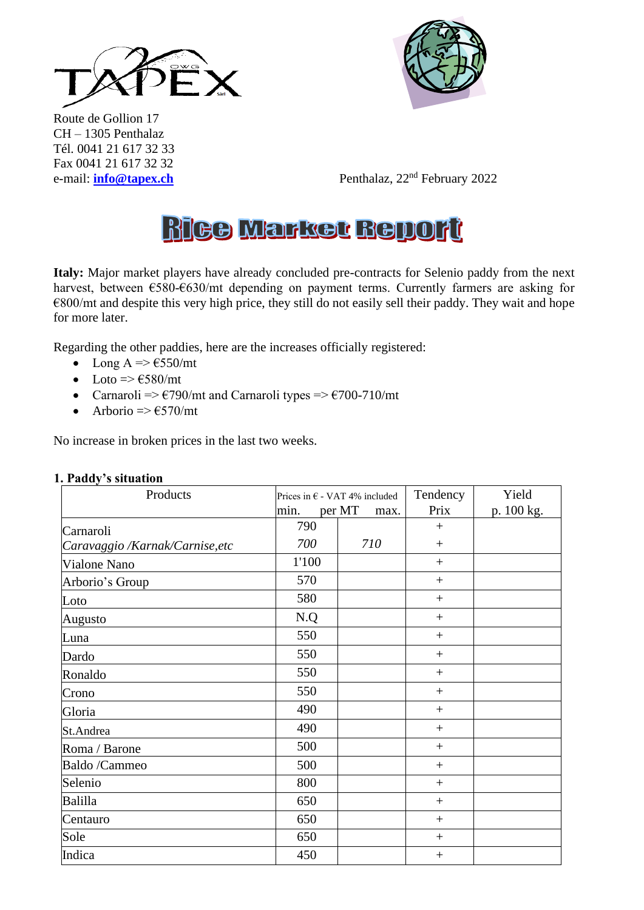Route de Gollion 17
CH – 1305 Penthalaz
Tél. 0041 21 617 32 33
Fax 0041 21 617 32 32
e-mail: **info@tapex.ch**

Penthalaz, 22nd February 2022

# Rice Market Report

**Italy:** Major market players have already concluded pre-contracts for Selenio paddy from the next harvest, between €580-€630/mt depending on payment terms. Currently farmers are asking for €800/mt and despite this very high price, they still do not easily sell their paddy. They wait and hope for more later.

Regarding the other paddies, here are the increases officially registered:

- Long A => €550/mt
- Loto => €580/mt
- Carnaroli => €790/mt and Carnaroli types => €700-710/mt
- Arborio => €570/mt

No increase in broken prices in the last two weeks.

**1. Paddy's situation**

| Products | Prices in € - VAT 4% included min. per MT | max. | Tendency Prix | Yield p. 100 kg. |
|---|---|---|---|---|
| Carnaroli | 790 | | + | |
| *Caravaggio /Karnak/Carnise,etc* | *700* | *710* | + | |
| Vialone Nano | 1'100 | | + | |
| Arborio's Group | 570 | | + | |
| Loto | 580 | | + | |
| Augusto | N.Q | | + | |
| Luna | 550 | | + | |
| Dardo | 550 | | + | |
| Ronaldo | 550 | | + | |
| Crono | 550 | | + | |
| Gloria | 490 | | + | |
| St.Andrea | 490 | | + | |
| Roma / Barone | 500 | | + | |
| Baldo /Cammeo | 500 | | + | |
| Selenio | 800 | | + | |
| Balilla | 650 | | + | |
| Centauro | 650 | | + | |
| Sole | 650 | | + | |
| Indica | 450 | | + | |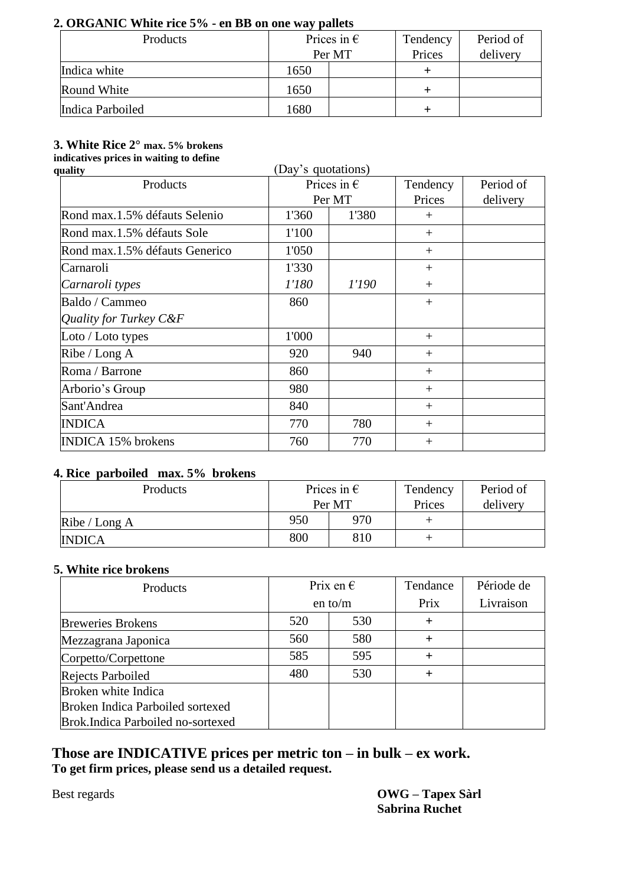## 2. ORGANIC White rice 5% - en BB on one way pallets

| Products | Prices in € Per MT | | Tendency Prices | Period of delivery |
|---|---|---|---|---|
| Indica white | 1650 | | + | |
| Round White | 1650 | | + | |
| Indica Parboiled | 1680 | | + | |

## 3. White Rice 2° max. 5% brokens

**indicatives prices in waiting to define quality**

(Day's quotations)

| Products | Prices in € Per MT | | Tendency Prices | Period of delivery |
|---|---|---|---|---|
| Rond max.1.5% défauts Selenio | 1'360 | 1'380 | + | |
| Rond max.1.5% défauts Sole | 1'100 | | + | |
| Rond max.1.5% défauts Generico | 1'050 | | + | |
| Carnaroli | 1'330 | | + | |
| *Carnaroli types* | *1'180* | *1'190* | + | |
| Baldo / Cammeo | 860 | | + | |
| *Quality for Turkey C&F* | | | | |
| Loto / Loto types | 1'000 | | + | |
| Ribe / Long A | 920 | 940 | + | |
| Roma / Barrone | 860 | | + | |
| Arborio's Group | 980 | | + | |
| Sant'Andrea | 840 | | + | |
| INDICA | 770 | 780 | + | |
| INDICA 15% brokens | 760 | 770 | + | |

## 4. Rice parboiled max. 5% brokens

| Products | Prices in € Per MT | | Tendency Prices | Period of delivery |
|---|---|---|---|---|
| Ribe / Long A | 950 | 970 | + | |
| INDICA | 800 | 810 | + | |

## 5. White rice brokens

| Products | Prix en € en to/m | | Tendance Prix | Période de Livraison |
|---|---|---|---|---|
| Breweries Brokens | 520 | 530 | + | |
| Mezzagrana Japonica | 560 | 580 | + | |
| Corpetto/Corpettone | 585 | 595 | + | |
| Rejects Parboiled | 480 | 530 | + | |
| Broken white Indica<br>Broken Indica Parboiled sortexed<br>Brok.Indica Parboiled no-sortexed | | | | |

**Those are INDICATIVE prices per metric ton – in bulk – ex work.**

**To get firm prices, please send us a detailed request.**

Best regards

**OWG – Tapex Sàrl**
**Sabrina Ruchet**